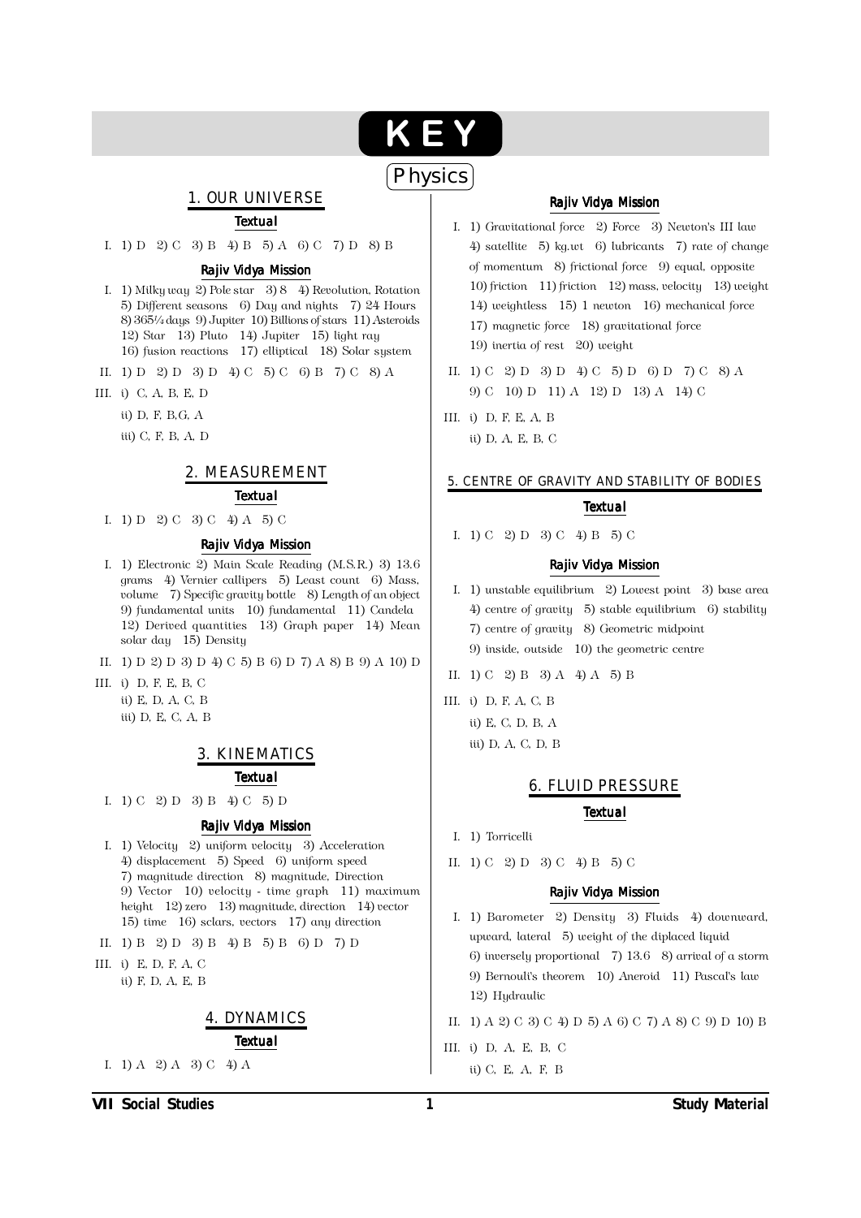# KEY

## Physics

### 1. OUR UNIVERSE

#### Textual

I. 1) D 2) C 3) B 4) B 5) A 6) C 7) D 8) B

#### Rajiv Vidya Mission

I. 1) Milky way 2) Pole star 3) 8 4) Revolution, Rotation 5) Different seasons 6) Day and nights 7) 24 Hours 8) 365¼ days 9) Jupiter 10) Billions of stars 11) Asteroids 12) Star 13) Pluto 14) Jupiter 15) light ray 16) fusion reactions 17) elliptical 18) Solar system

II. 1) D 2) D 3) D 4) C 5) C 6) B 7) C 8) A

III. i) C, A, B, E, D

ii) D, F, B,G, A

iii) C, F, B, A, D

### 2. MEASUREMENT

#### Textual

I. 1) D 2) C 3) C 4) A 5) C

#### Rajiv Vidya Mission

I. 1) Electronic 2) Main Scale Reading (M.S.R.) 3) 13.6 grams 4) Vernier callipers 5) Least count 6) Mass, volume 7) Specific gravity bottle 8) Length of an object 9) fundamental units 10) fundamental 11) Candela 12) Derived quantities 13) Graph paper 14) Mean solar day 15) Density

II. 1) D 2) D 3) D 4) C 5) B 6) D 7) A 8) B 9) A 10) D

III. i) D, F, E, B, C

ii) E, D, A, C, B

iii) D, E, C, A, B

### 3. KINEMATICS

#### Textual

I. 1) C 2) D 3) B 4) C 5) D

#### Rajiv Vidya Mission

I. 1) Velocity 2) uniform velocity 3) Acceleration 4) displacement 5) Speed 6) uniform speed 7) magnitude direction 8) magnitude, Direction 9) Vector 10) velocity - time graph 11) maximum height 12) zero 13) magnitude, direction 14) vector 15) time 16) sclars, vectors 17) any direction

II. 1) B 2) D 3) B 4) B 5) B 6) D 7) D

III. i) E, D, F, A, C

ii) F, D, A, E, B

### 4. DYNAMICS

#### Textual

I. 1) A 2) A 3) C 4) A

#### Rajiv Vidya Mission

I. 1) Gravitational force 2) Force 3) Newton's III law 4) satellite 5) kg.wt 6) lubricants 7) rate of change of momentum 8) frictional force 9) equal, opposite 10) friction 11) friction 12) mass, velocity 13) weight 14) weightless 15) 1 newton 16) mechanical force 17) magnetic force 18) gravitational force 19) inertia of rest 20) weight

II. 1) C 2) D 3) D 4) C 5) D 6) D 7) C 8) A 9) C 10) D 11) A 12) D 13) A 14) C

III. i) D, F, E, A, B

ii) D, A, E, B, C

### 5. CENTRE OF GRAVITY AND STABILITY OF BODIES

#### Textual

I. 1) C 2) D 3) C 4) B 5) C

#### Rajiv Vidya Mission

I. 1) unstable equilibrium 2) Lowest point 3) base area 4) centre of gravity 5) stable equilibrium 6) stability 7) centre of gravity 8) Geometric midpoint 9) inside, outside 10) the geometric centre

II. 1) C 2) B 3) A 4) A 5) B

III. i) D, F, A, C, B

ii) E, C, D, B, A

iii) D, A, C, D, B

### 6. FLUID PRESSURE

#### Textual

I. 1) Torricelli

II. 1) C 2) D 3) C 4) B 5) C

#### Rajiv Vidya Mission

I. 1) Barometer 2) Density 3) Fluids 4) downward, upward, lateral 5) weight of the diplaced liquid 6) inversely proportional 7) 13.6 8) arrival of a storm 9) Bernouli's theorem 10) Aneroid 11) Pascal's law 12) Hydraulic

II. 1) A 2) C 3) C 4) D 5) A 6) C 7) A 8) C 9) D 10) B

III. i) D, A, E, B, C

ii) C, E, A, F, B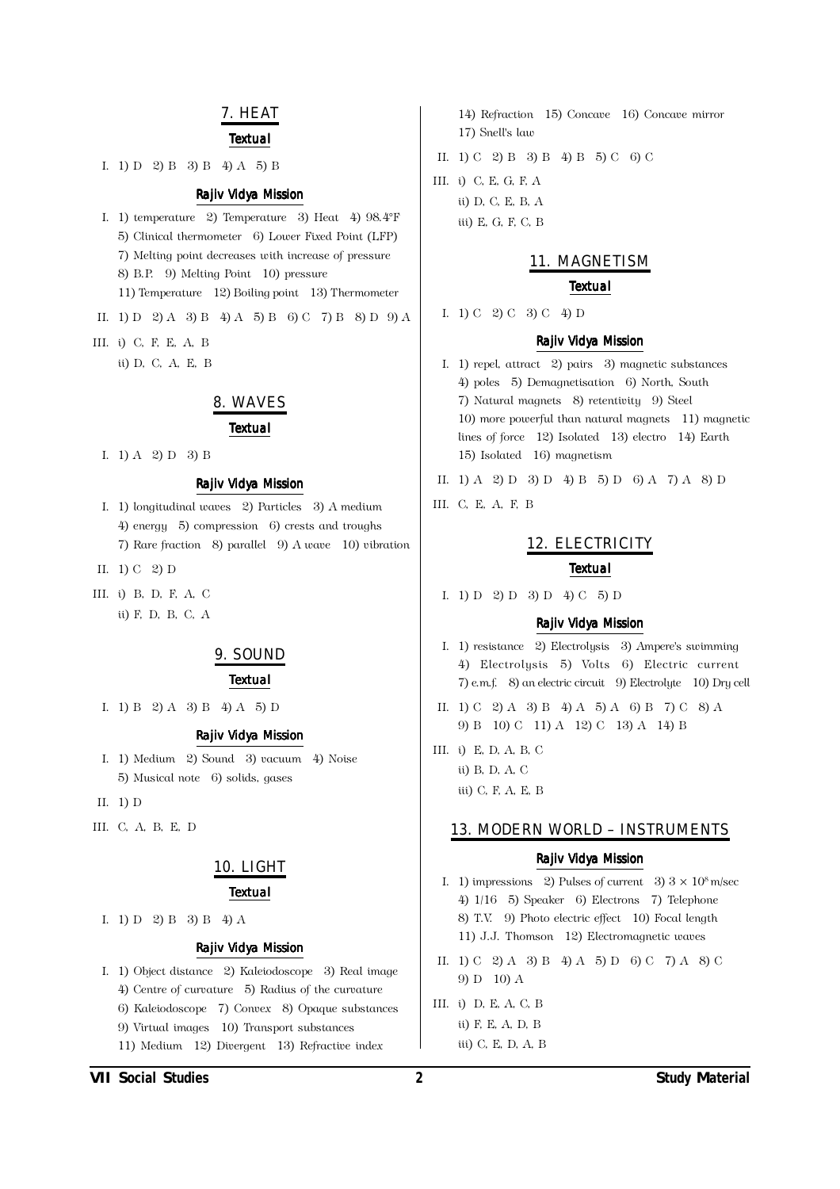## 7. HEAT

### Textual

I. 1) D 2) B 3) B 4) A 5) B

### Rajiv Vidya Mission

I. 1) temperature 2) Temperature 3) Heat 4) 98.4°F 5) Clinical thermometer 6) Lower Fixed Point (LFP) 7) Melting point decreases with increase of pressure 8) B.P. 9) Melting Point 10) pressure 11) Temperature 12) Boiling point 13) Thermometer

II. 1) D 2) A 3) B 4) A 5) B 6) C 7) B 8) D 9) A

III. i) C, F, E, A, B
ii) D, C, A, E, B

## 8. WAVES

### Textual

I. 1) A 2) D 3) B

### Rajiv Vidya Mission

I. 1) longitudinal waves 2) Particles 3) A medium 4) energy 5) compression 6) crests and troughs 7) Rare fraction 8) parallel 9) A wave 10) vibration

II. 1) C 2) D

III. i) B, D, F, A, C
ii) F, D, B, C, A

## 9. SOUND

### Textual

I. 1) B 2) A 3) B 4) A 5) D

### Rajiv Vidya Mission

I. 1) Medium 2) Sound 3) vacuum 4) Noise 5) Musical note 6) solids, gases

II. 1) D

III. C, A, B, E, D

## 10. LIGHT

### Textual

I. 1) D 2) B 3) B 4) A

### Rajiv Vidya Mission

I. 1) Object distance 2) Kaleiodoscope 3) Real image 4) Centre of curvature 5) Radius of the curvature 6) Kaleiodoscope 7) Convex 8) Opaque substances 9) Virtual images 10) Transport substances 11) Medium 12) Divergent 13) Refractive index 14) Refraction 15) Concave 16) Concave mirror 17) Snell's law

II. 1) C 2) B 3) B 4) B 5) C 6) C

III. i) C, E, G, F, A
ii) D, C, E, B, A
iii) E, G, F, C, B

## 11. MAGNETISM

### Textual

I. 1) C 2) C 3) C 4) D

### Rajiv Vidya Mission

I. 1) repel, attract 2) pairs 3) magnetic substances 4) poles 5) Demagnetisation 6) North, South 7) Natural magnets 8) retentivity 9) Steel 10) more powerful than natural magnets 11) magnetic lines of force 12) Isolated 13) electro 14) Earth 15) Isolated 16) magnetism

II. 1) A 2) D 3) D 4) B 5) D 6) A 7) A 8) D

III. C, E, A, F, B

## 12. ELECTRICITY

### Textual

I. 1) D 2) D 3) D 4) C 5) D

### Rajiv Vidya Mission

I. 1) resistance 2) Electrolysis 3) Ampere's swimming 4) Electrolysis 5) Volts 6) Electric current 7) e.m.f. 8) an electric circuit 9) Electrolyte 10) Dry cell

II. 1) C 2) A 3) B 4) A 5) A 6) B 7) C 8) A 9) B 10) C 11) A 12) C 13) A 14) B

III. i) E, D, A, B, C
ii) B, D, A, C
iii) C, F, A, E, B

## 13. MODERN WORLD – INSTRUMENTS

### Rajiv Vidya Mission

I. 1) impressions 2) Pulses of current 3) $3 \times 10^8$ m/sec 4) 1/16 5) Speaker 6) Electrons 7) Telephone 8) T.V. 9) Photo electric effect 10) Focal length 11) J.J. Thomson 12) Electromagnetic waves

II. 1) C 2) A 3) B 4) A 5) D 6) C 7) A 8) C 9) D 10) A

III. i) D, E, A, C, B
ii) F, E, A, D, B
iii) C, E, D, A, B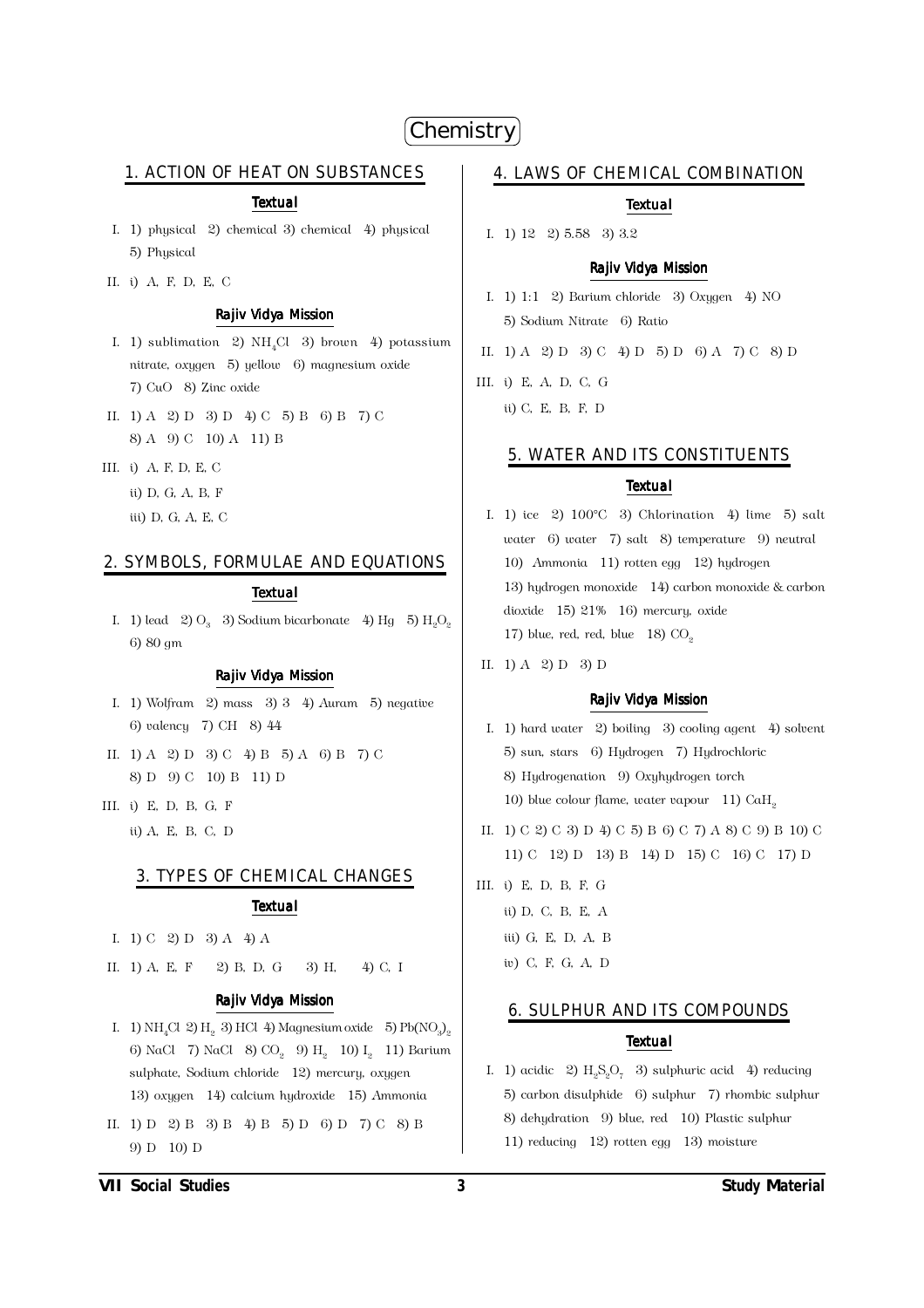# Chemistry

## 1. ACTION OF HEAT ON SUBSTANCES

### Textual

I. 1) physical 2) chemical 3) chemical 4) physical 5) Physical

II. i) A, F, D, E, C

### Rajiv Vidya Mission

I. 1) sublimation 2) $NH_4Cl$ 3) brown 4) potassium nitrate, oxygen 5) yellow 6) magnesium oxide 7) CuO 8) Zinc oxide

II. 1) A 2) D 3) D 4) C 5) B 6) B 7) C 8) A 9) C 10) A 11) B

III. i) A, F, D, E, C
ii) D, G, A, B, F
iii) D, G, A, E, C

## 2. SYMBOLS, FORMULAE AND EQUATIONS

### Textual

I. 1) lead 2) $O_3$ 3) Sodium bicarbonate 4) Hg 5) $H_2O_2$ 6) 80 gm

### Rajiv Vidya Mission

I. 1) Wolfram 2) mass 3) 3 4) Auram 5) negative 6) valency 7) CH 8) 44

II. 1) A 2) D 3) C 4) B 5) A 6) B 7) C 8) D 9) C 10) B 11) D

III. i) E, D, B, G, F
ii) A, E, B, C, D

## 3. TYPES OF CHEMICAL CHANGES

### Textual

I. 1) C 2) D 3) A 4) A

II. 1) A, E, F 2) B, D, G 3) H, 4) C, I

### Rajiv Vidya Mission

I. 1) $NH_4Cl$ 2) $H_2$ 3) HCl 4) Magnesium oxide 5) $Pb(NO_3)_2$ 6) NaCl 7) NaCl 8) $CO_2$ 9) $H_2$ 10) $I_2$ 11) Barium sulphate, Sodium chloride 12) mercury, oxygen 13) oxygen 14) calcium hydroxide 15) Ammonia

II. 1) D 2) B 3) B 4) B 5) D 6) D 7) C 8) B 9) D 10) D

## 4. LAWS OF CHEMICAL COMBINATION

### Textual

I. 1) 12 2) 5.58 3) 3.2

### Rajiv Vidya Mission

I. 1) 1:1 2) Barium chloride 3) Oxygen 4) NO 5) Sodium Nitrate 6) Ratio

II. 1) A 2) D 3) C 4) D 5) D 6) A 7) C 8) D

III. i) E, A, D, C, G
ii) C, E, B, F, D

## 5. WATER AND ITS CONSTITUENTS

### Textual

I. 1) ice 2) 100°C 3) Chlorination 4) lime 5) salt water 6) water 7) salt 8) temperature 9) neutral 10) Ammonia 11) rotten egg 12) hydrogen 13) hydrogen monoxide 14) carbon monoxide & carbon dioxide 15) 21% 16) mercury, oxide 17) blue, red, red, blue 18) $CO_2$

II. 1) A 2) D 3) D

### Rajiv Vidya Mission

I. 1) hard water 2) boiling 3) cooling agent 4) solvent 5) sun, stars 6) Hydrogen 7) Hydrochloric 8) Hydrogenation 9) Oxyhydrogen torch 10) blue colour flame, water vapour 11) $CaH_2$

II. 1) C 2) C 3) D 4) C 5) B 6) C 7) A 8) C 9) B 10) C 11) C 12) D 13) B 14) D 15) C 16) C 17) D

III. i) E, D, B, F, G
ii) D, C, B, E, A
iii) G, E, D, A, B
iv) C, F, G, A, D

## 6. SULPHUR AND ITS COMPOUNDS

### Textual

I. 1) acidic 2) $H_2S_2O_7$ 3) sulphuric acid 4) reducing 5) carbon disulphide 6) sulphur 7) rhombic sulphur 8) dehydration 9) blue, red 10) Plastic sulphur 11) reducing 12) rotten egg 13) moisture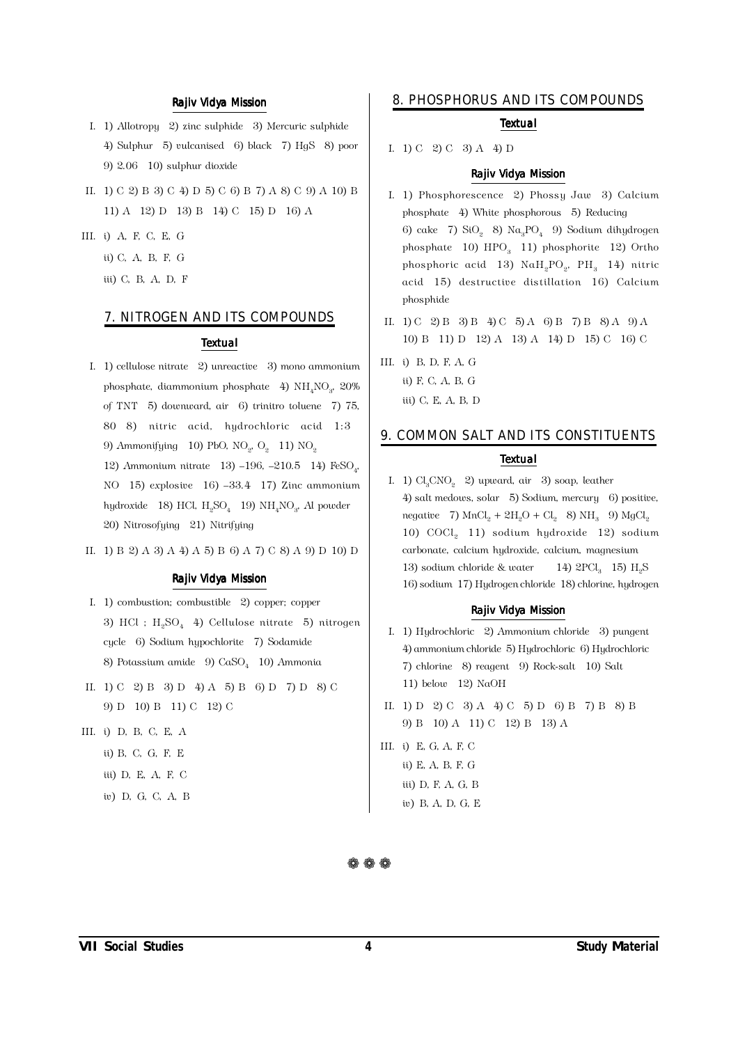### Rajiv Vidya Mission

I. 1) Allotropy 2) zinc sulphide 3) Mercuric sulphide 4) Sulphur 5) vulcanised 6) black 7) HgS 8) poor 9) 2.06 10) sulphur dioxide

II. 1) C 2) B 3) C 4) D 5) C 6) B 7) A 8) C 9) A 10) B 11) A 12) D 13) B 14) C 15) D 16) A

III. i) A, F, C, E, G

ii) C, A, B, F, G

iii) C, B, A, D, F

## 7. NITROGEN AND ITS COMPOUNDS

### Textual

I. 1) cellulose nitrate 2) unreactive 3) mono ammonium phosphate, diammonium phosphate 4) $NH_4NO_3$, 20% of TNT 5) downward, air 6) trinitro toluene 7) 75, 80 8) nitric acid, hydrochloric acid 1:3 9) Ammonifying 10) PbO, $NO_2$, $O_2$ 11) $NO_2$ 12) Ammonium nitrate 13) –196, –210.5 14) $FeSO_4$, NO 15) explosive 16) –33.4 17) Zinc ammonium hydroxide 18) HCl, $H_2SO_4$ 19) $NH_4NO_3$, Al powder 20) Nitrosofying 21) Nitrifying

II. 1) B 2) A 3) A 4) A 5) B 6) A 7) C 8) A 9) D 10) D

### Rajiv Vidya Mission

I. 1) combustion; combustible 2) copper; copper 3) HCl ; $H_2SO_4$ 4) Cellulose nitrate 5) nitrogen cycle 6) Sodium hypochlorite 7) Sodamide 8) Potassium amide 9) $CaSO_4$ 10) Ammonia

II. 1) C 2) B 3) D 4) A 5) B 6) D 7) D 8) C 9) D 10) B 11) C 12) C

III. i) D, B, C, E, A

ii) B, C, G, F, E

iii) D, E, A, F, C

iv) D, G, C, A, B

## 8. PHOSPHORUS AND ITS COMPOUNDS

### Textual

I. 1) C 2) C 3) A 4) D

### Rajiv Vidya Mission

I. 1) Phosphorescence 2) Phossy Jaw 3) Calcium phosphate 4) White phosphorous 5) Reducing 6) cake 7) $SiO_2$ 8) $Na_3PO_4$ 9) Sodium dihydrogen phosphate 10) $HPO_3$ 11) phosphorite 12) Ortho phosphoric acid 13) $NaH_2PO_2$, $PH_3$ 14) nitric acid 15) destructive distillation 16) Calcium phosphide

II. 1) C 2) B 3) B 4) C 5) A 6) B 7) B 8) A 9) A 10) B 11) D 12) A 13) A 14) D 15) C 16) C

III. i) B, D, F, A, G

ii) F, C, A, B, G

iii) C, E, A, B, D

## 9. COMMON SALT AND ITS CONSTITUENTS

### Textual

I. 1) $Cl_3CNO_2$ 2) upward, air 3) soap, leather 4) salt medows, solar 5) Sodium, mercury 6) positive, negative 7) $MnCl_2 + 2H_2O + Cl_2$ 8) $NH_3$ 9) $MgCl_2$ 10) $COCl_2$ 11) sodium hydroxide 12) sodium carbonate, calcium hydroxide, calcium, magnesium 13) sodium chloride & water 14) $2PCl_3$ 15) $H_2S$ 16) sodium 17) Hydrogen chloride 18) chlorine, hydrogen

### Rajiv Vidya Mission

I. 1) Hydrochloric 2) Ammonium chloride 3) pungent 4) ammonium chloride 5) Hydrochloric 6) Hydrochloric 7) chlorine 8) reagent 9) Rock-salt 10) Salt 11) below 12) NaOH

II. 1) D 2) C 3) A 4) C 5) D 6) B 7) B 8) B 9) B 10) A 11) C 12) B 13) A

III. i) E, G, A, F, C

ii) E, A, B, F, G

iii) D, F, A, G, B

iv) B, A, D, G, E

❀ ❀ ❀